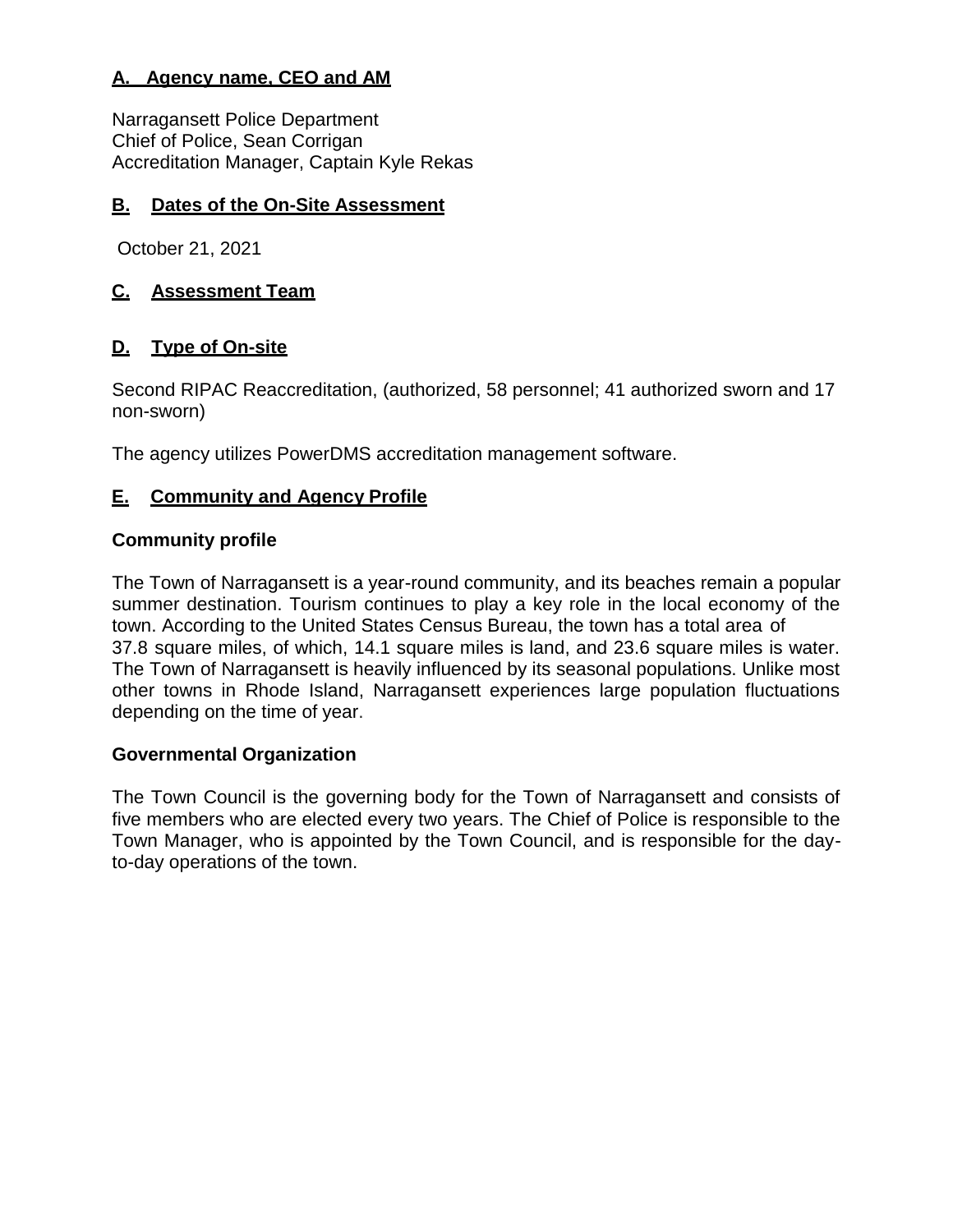## A. Agency name, CEO and AM

Narragansett Police Department
Chief of Police, Sean Corrigan
Accreditation Manager, Captain Kyle Rekas

## B. Dates of the On-Site Assessment

October 21, 2021

## C. Assessment Team

## D. Type of On-site

Second RIPAC Reaccreditation, (authorized, 58 personnel; 41 authorized sworn and 17 non-sworn)

The agency utilizes PowerDMS accreditation management software.

## E. Community and Agency Profile

### Community profile

The Town of Narragansett is a year-round community, and its beaches remain a popular summer destination. Tourism continues to play a key role in the local economy of the town. According to the United States Census Bureau, the town has a total area of 37.8 square miles, of which, 14.1 square miles is land, and 23.6 square miles is water. The Town of Narragansett is heavily influenced by its seasonal populations. Unlike most other towns in Rhode Island, Narragansett experiences large population fluctuations depending on the time of year.

### Governmental Organization

The Town Council is the governing body for the Town of Narragansett and consists of five members who are elected every two years. The Chief of Police is responsible to the Town Manager, who is appointed by the Town Council, and is responsible for the day-to-day operations of the town.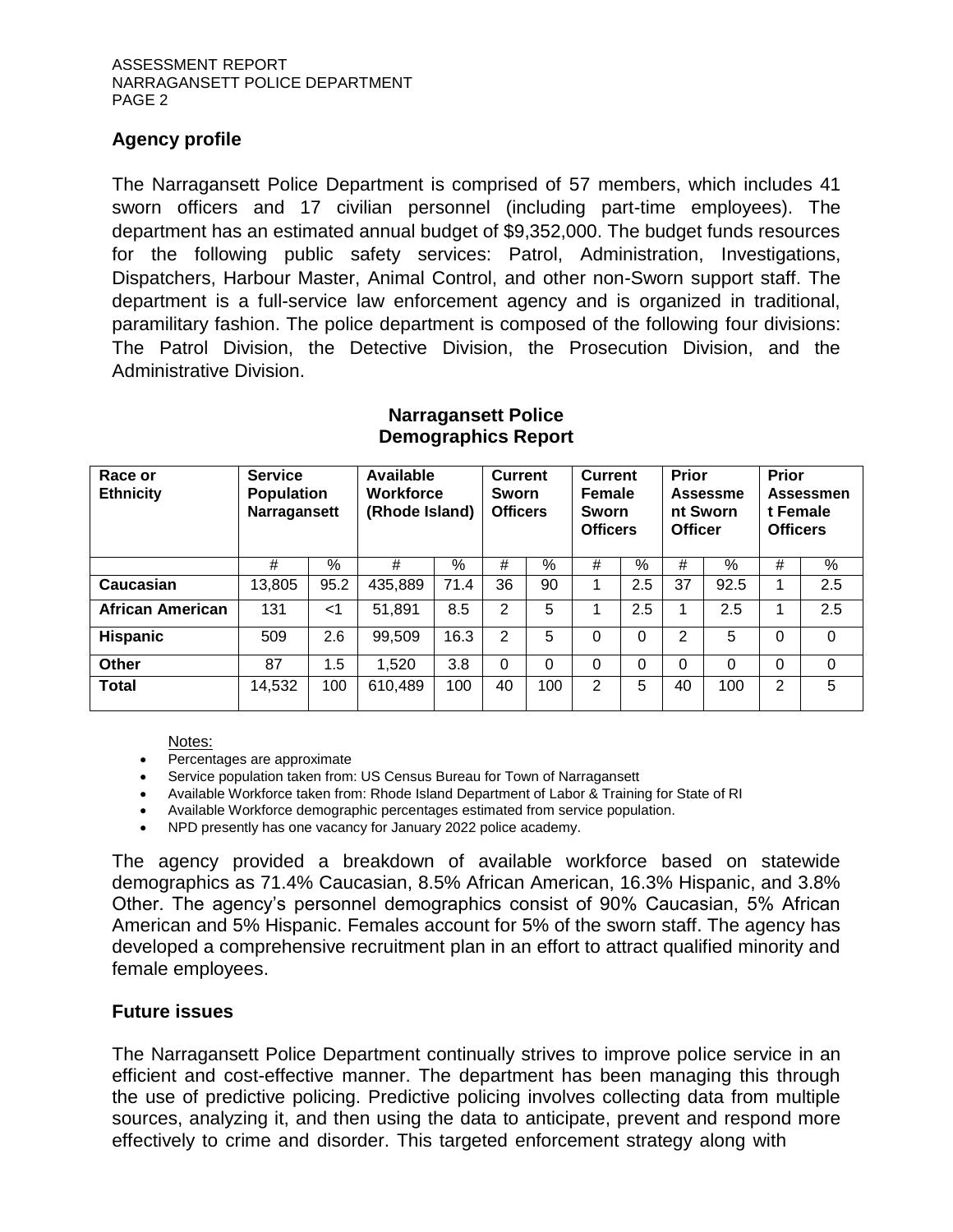## Agency profile

The Narragansett Police Department is comprised of 57 members, which includes 41 sworn officers and 17 civilian personnel (including part-time employees). The department has an estimated annual budget of $9,352,000. The budget funds resources for the following public safety services: Patrol, Administration, Investigations, Dispatchers, Harbour Master, Animal Control, and other non-Sworn support staff. The department is a full-service law enforcement agency and is organized in traditional, paramilitary fashion. The police department is composed of the following four divisions: The Patrol Division, the Detective Division, the Prosecution Division, and the Administrative Division.

**Narragansett Police Demographics Report**

| Race or Ethnicity | Service Population Narragansett | | Available Workforce (Rhode Island) | | Current Sworn Officers | | Current Female Sworn Officers | | Prior Assessment Sworn Officer | | Prior Assessment Female Officers | |
|---|---|---|---|---|---|---|---|---|---|---|---|---|
| | # | % | # | % | # | % | # | % | # | % | # | % |
| **Caucasian** | 13,805 | 95.2 | 435,889 | 71.4 | 36 | 90 | 1 | 2.5 | 37 | 92.5 | 1 | 2.5 |
| **African American** | 131 | <1 | 51,891 | 8.5 | 2 | 5 | 1 | 2.5 | 1 | 2.5 | 1 | 2.5 |
| **Hispanic** | 509 | 2.6 | 99,509 | 16.3 | 2 | 5 | 0 | 0 | 2 | 5 | 0 | 0 |
| **Other** | 87 | 1.5 | 1,520 | 3.8 | 0 | 0 | 0 | 0 | 0 | 0 | 0 | 0 |
| **Total** | 14,532 | 100 | 610,489 | 100 | 40 | 100 | 2 | 5 | 40 | 100 | 2 | 5 |

Notes:

- Percentages are approximate
- Service population taken from: US Census Bureau for Town of Narragansett
- Available Workforce taken from: Rhode Island Department of Labor & Training for State of RI
- Available Workforce demographic percentages estimated from service population.
- NPD presently has one vacancy for January 2022 police academy.

The agency provided a breakdown of available workforce based on statewide demographics as 71.4% Caucasian, 8.5% African American, 16.3% Hispanic, and 3.8% Other. The agency's personnel demographics consist of 90% Caucasian, 5% African American and 5% Hispanic. Females account for 5% of the sworn staff. The agency has developed a comprehensive recruitment plan in an effort to attract qualified minority and female employees.

## Future issues

The Narragansett Police Department continually strives to improve police service in an efficient and cost-effective manner. The department has been managing this through the use of predictive policing. Predictive policing involves collecting data from multiple sources, analyzing it, and then using the data to anticipate, prevent and respond more effectively to crime and disorder. This targeted enforcement strategy along with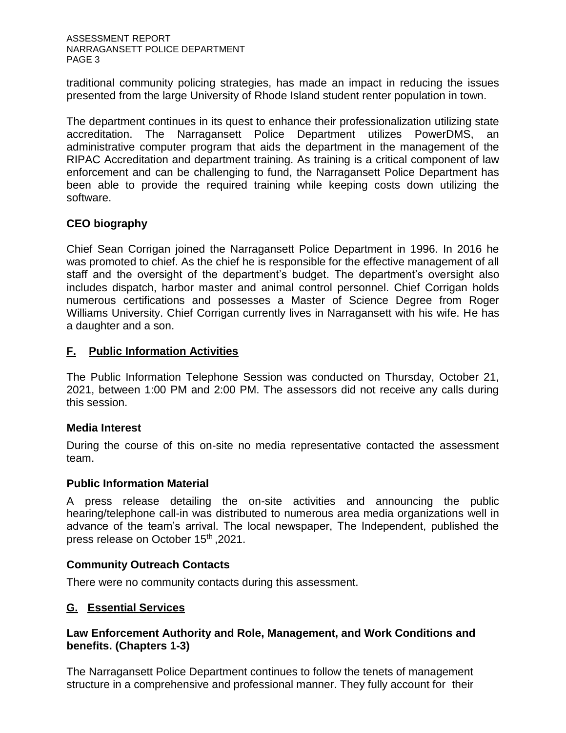traditional community policing strategies, has made an impact in reducing the issues presented from the large University of Rhode Island student renter population in town.

The department continues in its quest to enhance their professionalization utilizing state accreditation. The Narragansett Police Department utilizes PowerDMS, an administrative computer program that aids the department in the management of the RIPAC Accreditation and department training. As training is a critical component of law enforcement and can be challenging to fund, the Narragansett Police Department has been able to provide the required training while keeping costs down utilizing the software.

### CEO biography

Chief Sean Corrigan joined the Narragansett Police Department in 1996. In 2016 he was promoted to chief. As the chief he is responsible for the effective management of all staff and the oversight of the department's budget. The department's oversight also includes dispatch, harbor master and animal control personnel. Chief Corrigan holds numerous certifications and possesses a Master of Science Degree from Roger Williams University. Chief Corrigan currently lives in Narragansett with his wife. He has a daughter and a son.

## F. Public Information Activities

The Public Information Telephone Session was conducted on Thursday, October 21, 2021, between 1:00 PM and 2:00 PM. The assessors did not receive any calls during this session.

### Media Interest

During the course of this on-site no media representative contacted the assessment team.

### Public Information Material

A press release detailing the on-site activities and announcing the public hearing/telephone call-in was distributed to numerous area media organizations well in advance of the team's arrival. The local newspaper, The Independent, published the press release on October 15th ,2021.

### Community Outreach Contacts

There were no community contacts during this assessment.

## G. Essential Services

### Law Enforcement Authority and Role, Management, and Work Conditions and benefits. (Chapters 1-3)

The Narragansett Police Department continues to follow the tenets of management structure in a comprehensive and professional manner. They fully account for their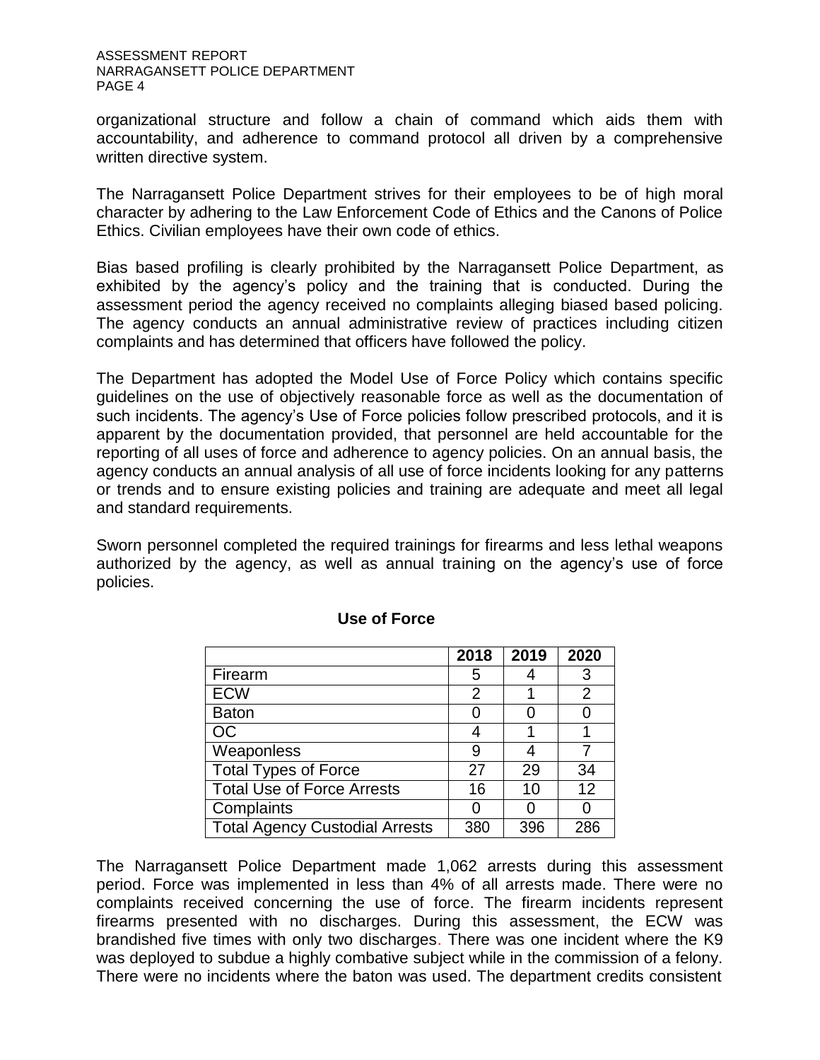organizational structure and follow a chain of command which aids them with accountability, and adherence to command protocol all driven by a comprehensive written directive system.

The Narragansett Police Department strives for their employees to be of high moral character by adhering to the Law Enforcement Code of Ethics and the Canons of Police Ethics. Civilian employees have their own code of ethics.

Bias based profiling is clearly prohibited by the Narragansett Police Department, as exhibited by the agency's policy and the training that is conducted. During the assessment period the agency received no complaints alleging biased based policing. The agency conducts an annual administrative review of practices including citizen complaints and has determined that officers have followed the policy.

The Department has adopted the Model Use of Force Policy which contains specific guidelines on the use of objectively reasonable force as well as the documentation of such incidents. The agency's Use of Force policies follow prescribed protocols, and it is apparent by the documentation provided, that personnel are held accountable for the reporting of all uses of force and adherence to agency policies. On an annual basis, the agency conducts an annual analysis of all use of force incidents looking for any patterns or trends and to ensure existing policies and training are adequate and meet all legal and standard requirements.

Sworn personnel completed the required trainings for firearms and less lethal weapons authorized by the agency, as well as annual training on the agency's use of force policies.

**Use of Force**

| | 2018 | 2019 | 2020 |
|---|---|---|---|
| Firearm | 5 | 4 | 3 |
| ECW | 2 | 1 | 2 |
| Baton | 0 | 0 | 0 |
| OC | 4 | 1 | 1 |
| Weaponless | 9 | 4 | 7 |
| Total Types of Force | 27 | 29 | 34 |
| Total Use of Force Arrests | 16 | 10 | 12 |
| Complaints | 0 | 0 | 0 |
| Total Agency Custodial Arrests | 380 | 396 | 286 |

The Narragansett Police Department made 1,062 arrests during this assessment period. Force was implemented in less than 4% of all arrests made. There were no complaints received concerning the use of force. The firearm incidents represent firearms presented with no discharges. During this assessment, the ECW was brandished five times with only two discharges. There was one incident where the K9 was deployed to subdue a highly combative subject while in the commission of a felony. There were no incidents where the baton was used. The department credits consistent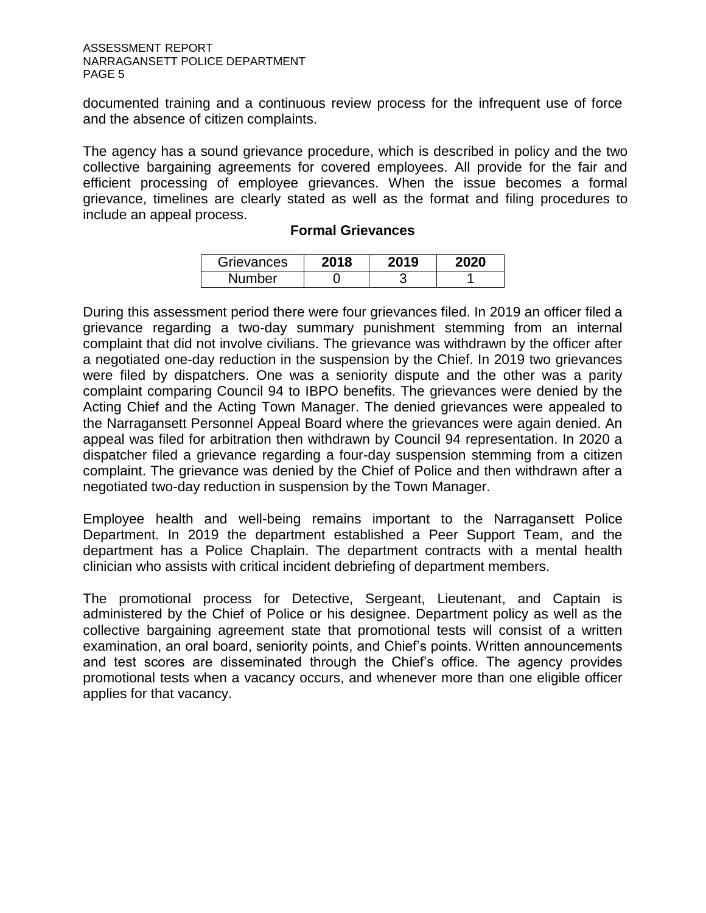documented training and a continuous review process for the infrequent use of force and the absence of citizen complaints.

The agency has a sound grievance procedure, which is described in policy and the two collective bargaining agreements for covered employees. All provide for the fair and efficient processing of employee grievances. When the issue becomes a formal grievance, timelines are clearly stated as well as the format and filing procedures to include an appeal process.

**Formal Grievances**

| Grievances | 2018 | 2019 | 2020 |
|---|---|---|---|
| Number | 0 | 3 | 1 |

During this assessment period there were four grievances filed. In 2019 an officer filed a grievance regarding a two-day summary punishment stemming from an internal complaint that did not involve civilians. The grievance was withdrawn by the officer after a negotiated one-day reduction in the suspension by the Chief. In 2019 two grievances were filed by dispatchers. One was a seniority dispute and the other was a parity complaint comparing Council 94 to IBPO benefits. The grievances were denied by the Acting Chief and the Acting Town Manager. The denied grievances were appealed to the Narragansett Personnel Appeal Board where the grievances were again denied. An appeal was filed for arbitration then withdrawn by Council 94 representation. In 2020 a dispatcher filed a grievance regarding a four-day suspension stemming from a citizen complaint. The grievance was denied by the Chief of Police and then withdrawn after a negotiated two-day reduction in suspension by the Town Manager.

Employee health and well-being remains important to the Narragansett Police Department. In 2019 the department established a Peer Support Team, and the department has a Police Chaplain. The department contracts with a mental health clinician who assists with critical incident debriefing of department members.

The promotional process for Detective, Sergeant, Lieutenant, and Captain is administered by the Chief of Police or his designee. Department policy as well as the collective bargaining agreement state that promotional tests will consist of a written examination, an oral board, seniority points, and Chief's points. Written announcements and test scores are disseminated through the Chief's office. The agency provides promotional tests when a vacancy occurs, and whenever more than one eligible officer applies for that vacancy.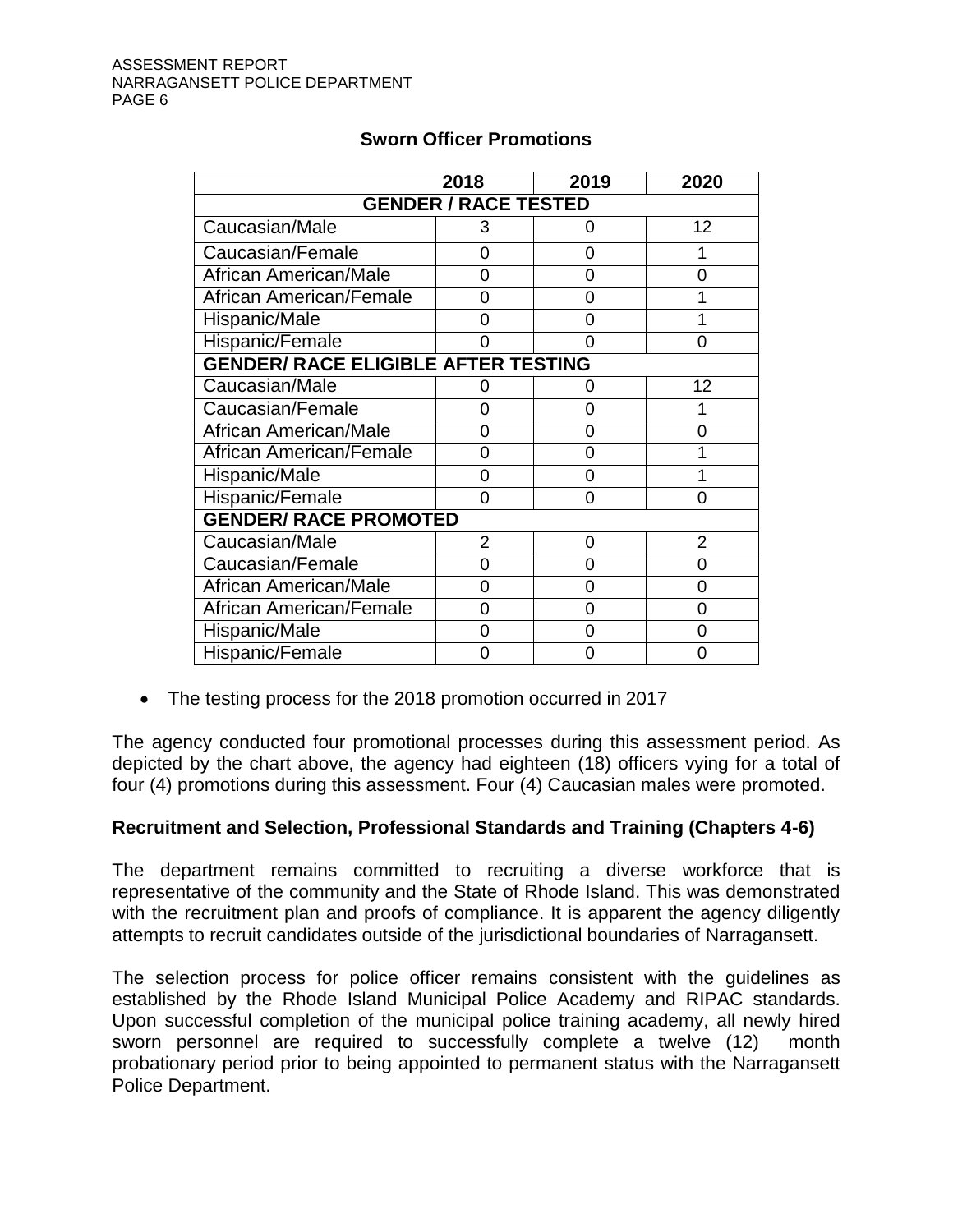## Sworn Officer Promotions

| | 2018 | 2019 | 2020 |
|---|---|---|---|
| **GENDER / RACE TESTED** | | | |
| Caucasian/Male | 3 | 0 | 12 |
| Caucasian/Female | 0 | 0 | 1 |
| African American/Male | 0 | 0 | 0 |
| African American/Female | 0 | 0 | 1 |
| Hispanic/Male | 0 | 0 | 1 |
| Hispanic/Female | 0 | 0 | 0 |
| **GENDER/ RACE ELIGIBLE AFTER TESTING** | | | |
| Caucasian/Male | 0 | 0 | 12 |
| Caucasian/Female | 0 | 0 | 1 |
| African American/Male | 0 | 0 | 0 |
| African American/Female | 0 | 0 | 1 |
| Hispanic/Male | 0 | 0 | 1 |
| Hispanic/Female | 0 | 0 | 0 |
| **GENDER/ RACE PROMOTED** | | | |
| Caucasian/Male | 2 | 0 | 2 |
| Caucasian/Female | 0 | 0 | 0 |
| African American/Male | 0 | 0 | 0 |
| African American/Female | 0 | 0 | 0 |
| Hispanic/Male | 0 | 0 | 0 |
| Hispanic/Female | 0 | 0 | 0 |

- The testing process for the 2018 promotion occurred in 2017

The agency conducted four promotional processes during this assessment period. As depicted by the chart above, the agency had eighteen (18) officers vying for a total of four (4) promotions during this assessment. Four (4) Caucasian males were promoted.

### Recruitment and Selection, Professional Standards and Training (Chapters 4-6)

The department remains committed to recruiting a diverse workforce that is representative of the community and the State of Rhode Island. This was demonstrated with the recruitment plan and proofs of compliance. It is apparent the agency diligently attempts to recruit candidates outside of the jurisdictional boundaries of Narragansett.

The selection process for police officer remains consistent with the guidelines as established by the Rhode Island Municipal Police Academy and RIPAC standards. Upon successful completion of the municipal police training academy, all newly hired sworn personnel are required to successfully complete a twelve (12) month probationary period prior to being appointed to permanent status with the Narragansett Police Department.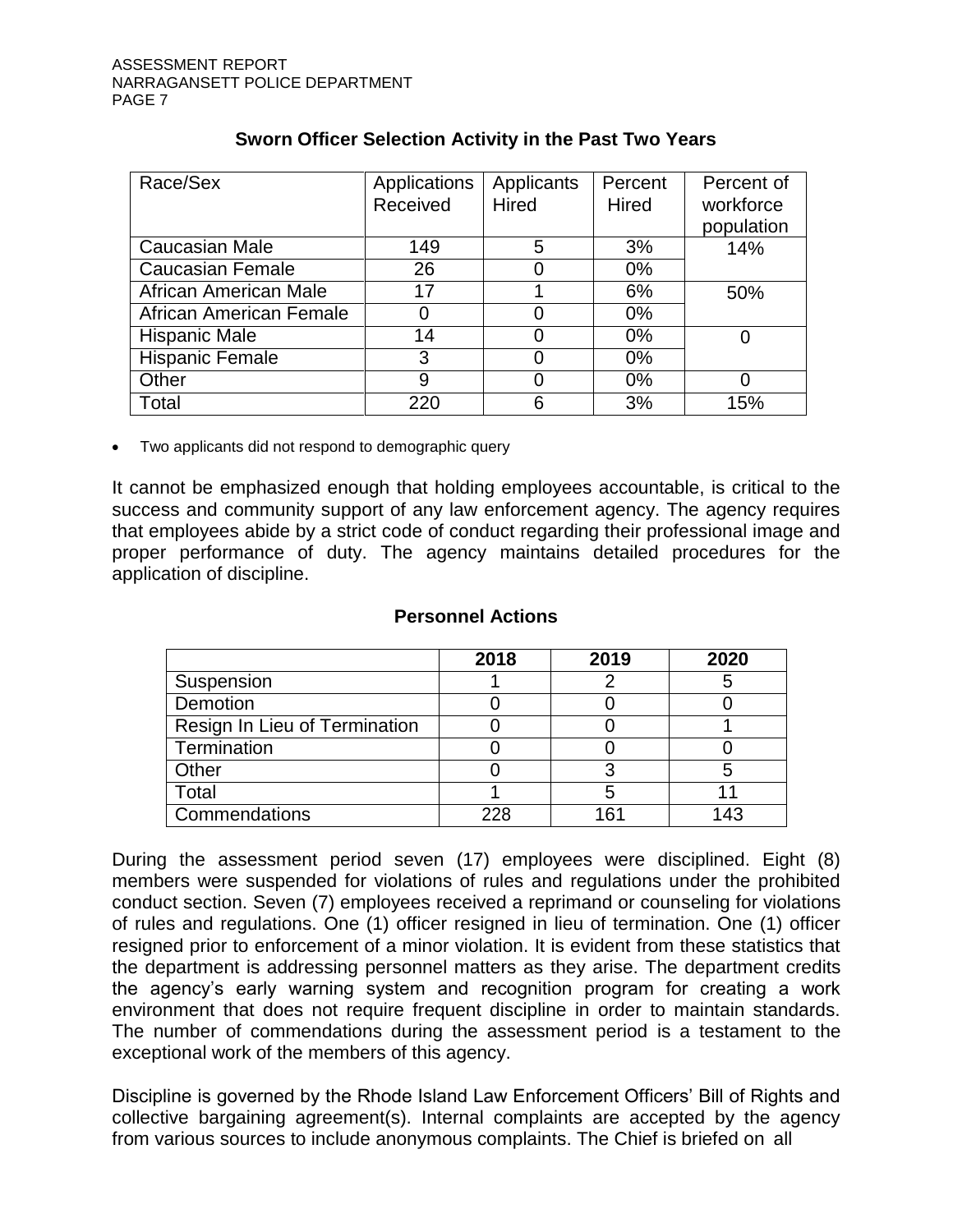### Sworn Officer Selection Activity in the Past Two Years

| Race/Sex | Applications Received | Applicants Hired | Percent Hired | Percent of workforce population |
|---|---|---|---|---|
| Caucasian Male | 149 | 5 | 3% | 14% |
| Caucasian Female | 26 | 0 | 0% | |
| African American Male | 17 | 1 | 6% | 50% |
| African American Female | 0 | 0 | 0% | |
| Hispanic Male | 14 | 0 | 0% | 0 |
| Hispanic Female | 3 | 0 | 0% | |
| Other | 9 | 0 | 0% | 0 |
| Total | 220 | 6 | 3% | 15% |

- Two applicants did not respond to demographic query

It cannot be emphasized enough that holding employees accountable, is critical to the success and community support of any law enforcement agency. The agency requires that employees abide by a strict code of conduct regarding their professional image and proper performance of duty. The agency maintains detailed procedures for the application of discipline.

### Personnel Actions

| | 2018 | 2019 | 2020 |
|---|---|---|---|
| Suspension | 1 | 2 | 5 |
| Demotion | 0 | 0 | 0 |
| Resign In Lieu of Termination | 0 | 0 | 1 |
| Termination | 0 | 0 | 0 |
| Other | 0 | 3 | 5 |
| Total | 1 | 5 | 11 |
| Commendations | 228 | 161 | 143 |

During the assessment period seven (17) employees were disciplined. Eight (8) members were suspended for violations of rules and regulations under the prohibited conduct section. Seven (7) employees received a reprimand or counseling for violations of rules and regulations. One (1) officer resigned in lieu of termination. One (1) officer resigned prior to enforcement of a minor violation. It is evident from these statistics that the department is addressing personnel matters as they arise. The department credits the agency's early warning system and recognition program for creating a work environment that does not require frequent discipline in order to maintain standards. The number of commendations during the assessment period is a testament to the exceptional work of the members of this agency.

Discipline is governed by the Rhode Island Law Enforcement Officers' Bill of Rights and collective bargaining agreement(s). Internal complaints are accepted by the agency from various sources to include anonymous complaints. The Chief is briefed on all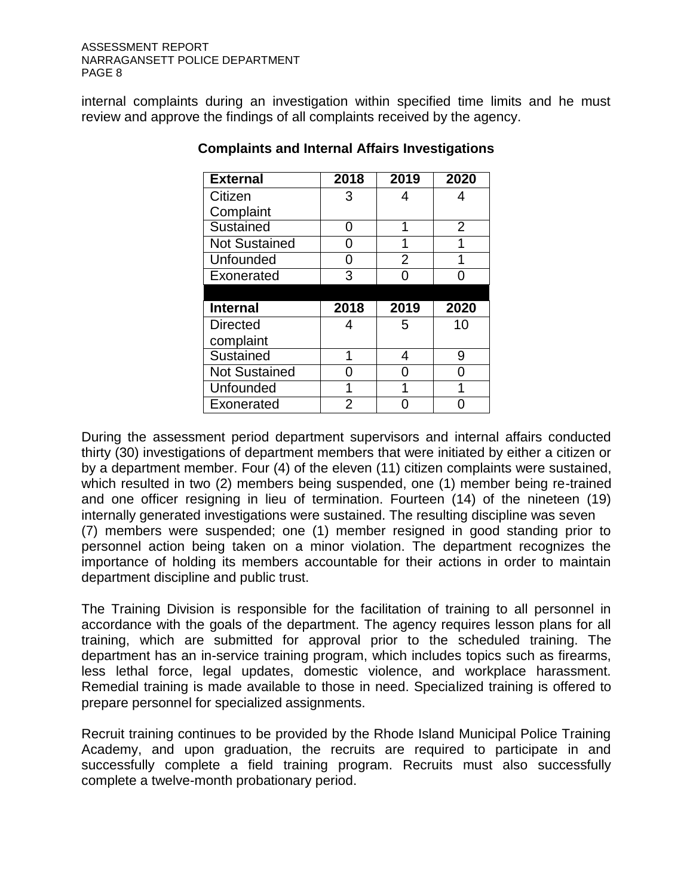internal complaints during an investigation within specified time limits and he must review and approve the findings of all complaints received by the agency.

**Complaints and Internal Affairs Investigations**

| **External** | **2018** | **2019** | **2020** |
|---|---|---|---|
| Citizen Complaint | 3 | 4 | 4 |
| Sustained | 0 | 1 | 2 |
| Not Sustained | 0 | 1 | 1 |
| Unfounded | 0 | 2 | 1 |
| Exonerated | 3 | 0 | 0 |
| | | | |
| **Internal** | **2018** | **2019** | **2020** |
| Directed complaint | 4 | 5 | 10 |
| Sustained | 1 | 4 | 9 |
| Not Sustained | 0 | 0 | 0 |
| Unfounded | 1 | 1 | 1 |
| Exonerated | 2 | 0 | 0 |

During the assessment period department supervisors and internal affairs conducted thirty (30) investigations of department members that were initiated by either a citizen or by a department member. Four (4) of the eleven (11) citizen complaints were sustained, which resulted in two (2) members being suspended, one (1) member being re-trained and one officer resigning in lieu of termination. Fourteen (14) of the nineteen (19) internally generated investigations were sustained. The resulting discipline was seven (7) members were suspended; one (1) member resigned in good standing prior to personnel action being taken on a minor violation. The department recognizes the importance of holding its members accountable for their actions in order to maintain department discipline and public trust.

The Training Division is responsible for the facilitation of training to all personnel in accordance with the goals of the department. The agency requires lesson plans for all training, which are submitted for approval prior to the scheduled training. The department has an in-service training program, which includes topics such as firearms, less lethal force, legal updates, domestic violence, and workplace harassment. Remedial training is made available to those in need. Specialized training is offered to prepare personnel for specialized assignments.

Recruit training continues to be provided by the Rhode Island Municipal Police Training Academy, and upon graduation, the recruits are required to participate in and successfully complete a field training program. Recruits must also successfully complete a twelve-month probationary period.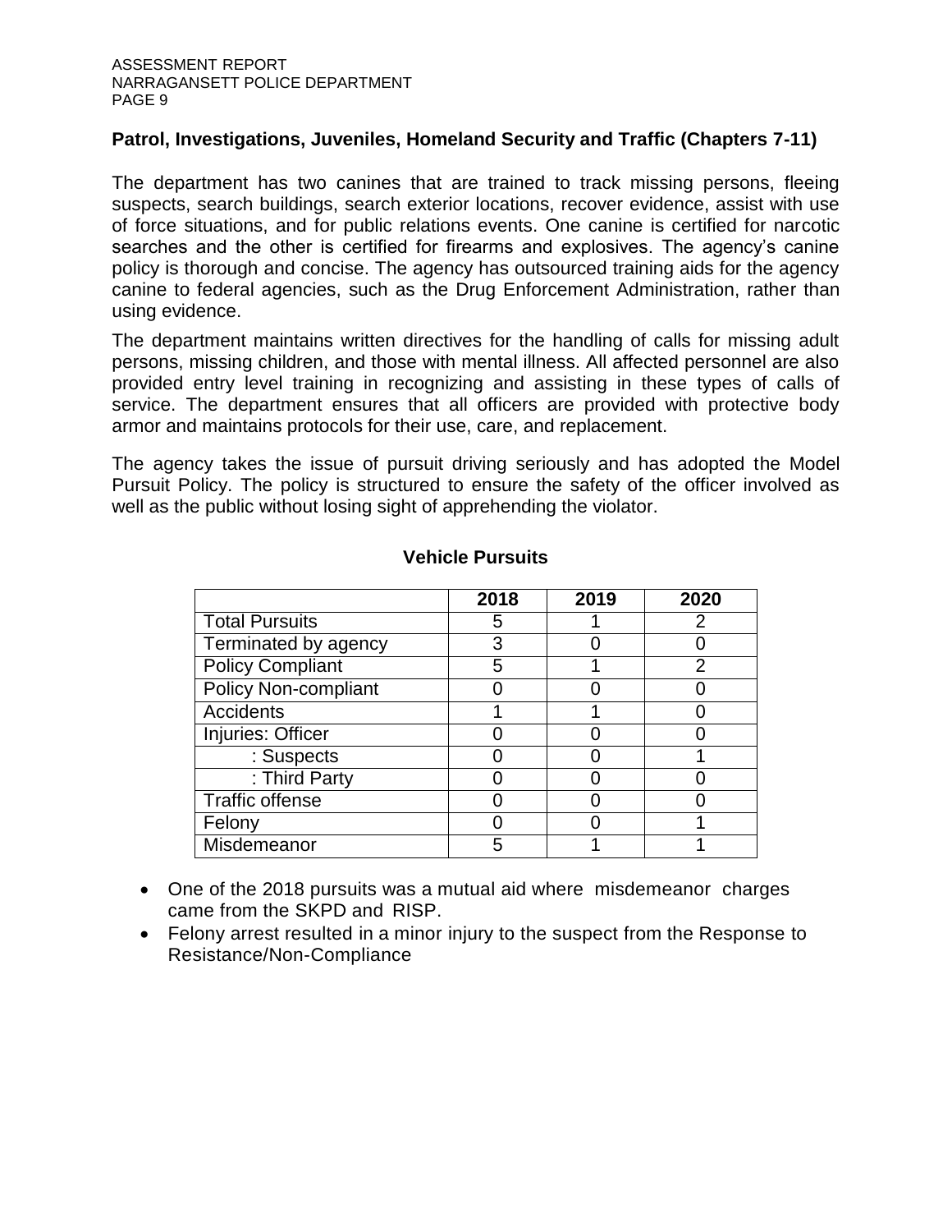## Patrol, Investigations, Juveniles, Homeland Security and Traffic (Chapters 7-11)

The department has two canines that are trained to track missing persons, fleeing suspects, search buildings, search exterior locations, recover evidence, assist with use of force situations, and for public relations events. One canine is certified for narcotic searches and the other is certified for firearms and explosives. The agency's canine policy is thorough and concise. The agency has outsourced training aids for the agency canine to federal agencies, such as the Drug Enforcement Administration, rather than using evidence.

The department maintains written directives for the handling of calls for missing adult persons, missing children, and those with mental illness. All affected personnel are also provided entry level training in recognizing and assisting in these types of calls of service. The department ensures that all officers are provided with protective body armor and maintains protocols for their use, care, and replacement.

The agency takes the issue of pursuit driving seriously and has adopted the Model Pursuit Policy. The policy is structured to ensure the safety of the officer involved as well as the public without losing sight of apprehending the violator.

**Vehicle Pursuits**

| | 2018 | 2019 | 2020 |
|---|---|---|---|
| Total Pursuits | 5 | 1 | 2 |
| Terminated by agency | 3 | 0 | 0 |
| Policy Compliant | 5 | 1 | 2 |
| Policy Non-compliant | 0 | 0 | 0 |
| Accidents | 1 | 1 | 0 |
| Injuries: Officer | 0 | 0 | 0 |
| : Suspects | 0 | 0 | 1 |
| : Third Party | 0 | 0 | 0 |
| Traffic offense | 0 | 0 | 0 |
| Felony | 0 | 0 | 1 |
| Misdemeanor | 5 | 1 | 1 |

- One of the 2018 pursuits was a mutual aid where misdemeanor charges came from the SKPD and RISP.
- Felony arrest resulted in a minor injury to the suspect from the Response to Resistance/Non-Compliance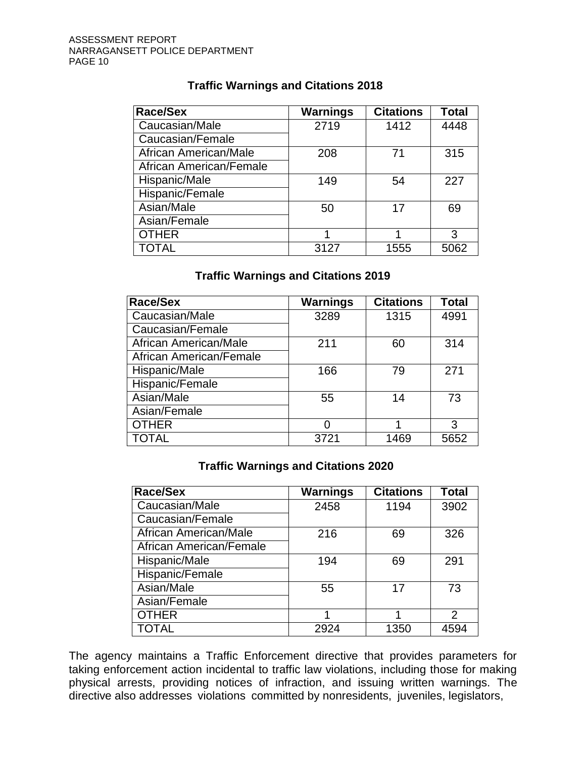### Traffic Warnings and Citations 2018

| Race/Sex | Warnings | Citations | Total |
|---|---|---|---|
| Caucasian/Male | 2719 | 1412 | 4448 |
| Caucasian/Female | | | |
| African American/Male | 208 | 71 | 315 |
| African American/Female | | | |
| Hispanic/Male | 149 | 54 | 227 |
| Hispanic/Female | | | |
| Asian/Male | 50 | 17 | 69 |
| Asian/Female | | | |
| OTHER | 1 | 1 | 3 |
| TOTAL | 3127 | 1555 | 5062 |

### Traffic Warnings and Citations 2019

| Race/Sex | Warnings | Citations | Total |
|---|---|---|---|
| Caucasian/Male | 3289 | 1315 | 4991 |
| Caucasian/Female | | | |
| African American/Male | 211 | 60 | 314 |
| African American/Female | | | |
| Hispanic/Male | 166 | 79 | 271 |
| Hispanic/Female | | | |
| Asian/Male | 55 | 14 | 73 |
| Asian/Female | | | |
| OTHER | 0 | 1 | 3 |
| TOTAL | 3721 | 1469 | 5652 |

### Traffic Warnings and Citations 2020

| Race/Sex | Warnings | Citations | Total |
|---|---|---|---|
| Caucasian/Male | 2458 | 1194 | 3902 |
| Caucasian/Female | | | |
| African American/Male | 216 | 69 | 326 |
| African American/Female | | | |
| Hispanic/Male | 194 | 69 | 291 |
| Hispanic/Female | | | |
| Asian/Male | 55 | 17 | 73 |
| Asian/Female | | | |
| OTHER | 1 | 1 | 2 |
| TOTAL | 2924 | 1350 | 4594 |

The agency maintains a Traffic Enforcement directive that provides parameters for taking enforcement action incidental to traffic law violations, including those for making physical arrests, providing notices of infraction, and issuing written warnings. The directive also addresses violations committed by nonresidents, juveniles, legislators,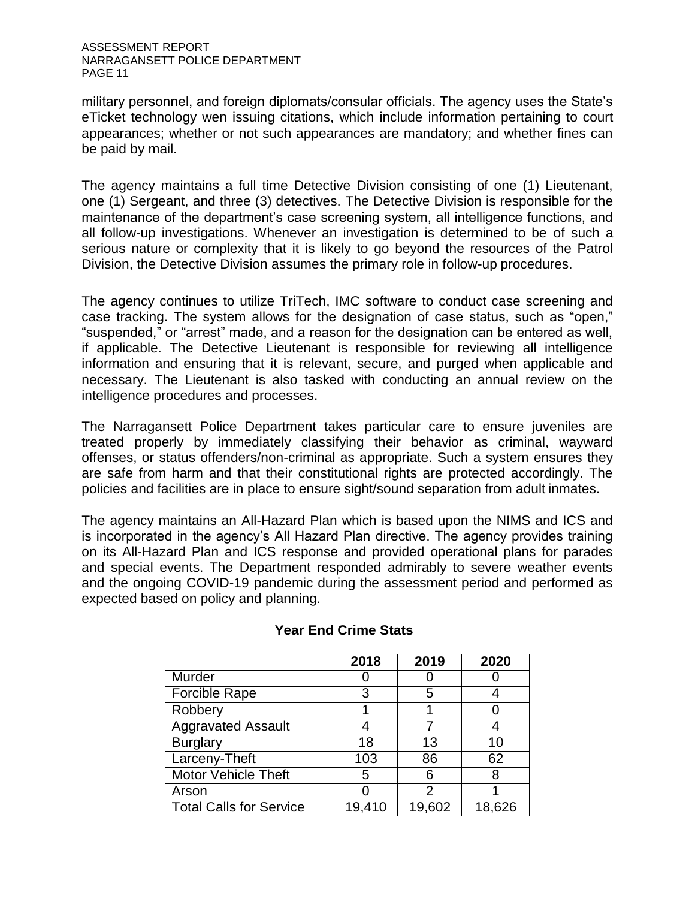military personnel, and foreign diplomats/consular officials. The agency uses the State's eTicket technology wen issuing citations, which include information pertaining to court appearances; whether or not such appearances are mandatory; and whether fines can be paid by mail.

The agency maintains a full time Detective Division consisting of one (1) Lieutenant, one (1) Sergeant, and three (3) detectives. The Detective Division is responsible for the maintenance of the department's case screening system, all intelligence functions, and all follow-up investigations. Whenever an investigation is determined to be of such a serious nature or complexity that it is likely to go beyond the resources of the Patrol Division, the Detective Division assumes the primary role in follow-up procedures.

The agency continues to utilize TriTech, IMC software to conduct case screening and case tracking. The system allows for the designation of case status, such as "open," "suspended," or "arrest" made, and a reason for the designation can be entered as well, if applicable. The Detective Lieutenant is responsible for reviewing all intelligence information and ensuring that it is relevant, secure, and purged when applicable and necessary. The Lieutenant is also tasked with conducting an annual review on the intelligence procedures and processes.

The Narragansett Police Department takes particular care to ensure juveniles are treated properly by immediately classifying their behavior as criminal, wayward offenses, or status offenders/non-criminal as appropriate. Such a system ensures they are safe from harm and that their constitutional rights are protected accordingly. The policies and facilities are in place to ensure sight/sound separation from adult inmates.

The agency maintains an All-Hazard Plan which is based upon the NIMS and ICS and is incorporated in the agency's All Hazard Plan directive. The agency provides training on its All-Hazard Plan and ICS response and provided operational plans for parades and special events. The Department responded admirably to severe weather events and the ongoing COVID-19 pandemic during the assessment period and performed as expected based on policy and planning.

**Year End Crime Stats**

| | 2018 | 2019 | 2020 |
|---|---|---|---|
| Murder | 0 | 0 | 0 |
| Forcible Rape | 3 | 5 | 4 |
| Robbery | 1 | 1 | 0 |
| Aggravated Assault | 4 | 7 | 4 |
| Burglary | 18 | 13 | 10 |
| Larceny-Theft | 103 | 86 | 62 |
| Motor Vehicle Theft | 5 | 6 | 8 |
| Arson | 0 | 2 | 1 |
| Total Calls for Service | 19,410 | 19,602 | 18,626 |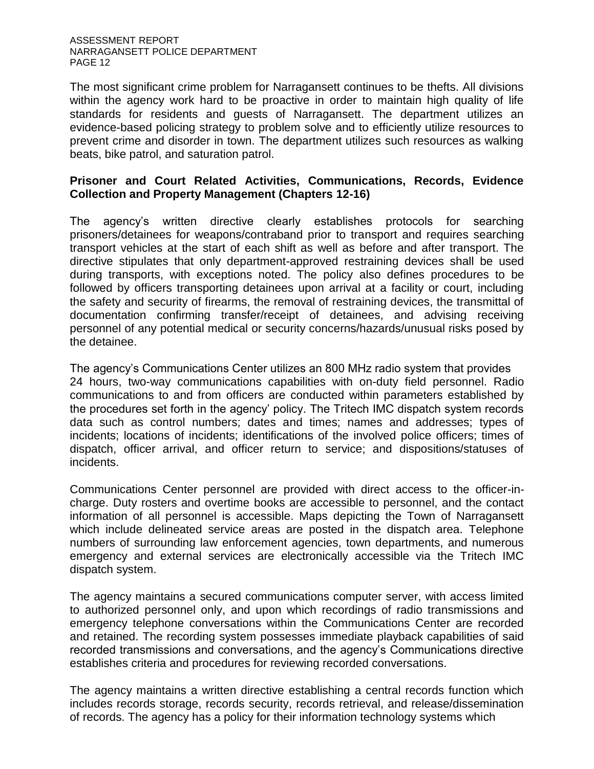The most significant crime problem for Narragansett continues to be thefts. All divisions within the agency work hard to be proactive in order to maintain high quality of life standards for residents and guests of Narragansett. The department utilizes an evidence-based policing strategy to problem solve and to efficiently utilize resources to prevent crime and disorder in town. The department utilizes such resources as walking beats, bike patrol, and saturation patrol.

**Prisoner and Court Related Activities, Communications, Records, Evidence Collection and Property Management (Chapters 12-16)**

The agency's written directive clearly establishes protocols for searching prisoners/detainees for weapons/contraband prior to transport and requires searching transport vehicles at the start of each shift as well as before and after transport. The directive stipulates that only department-approved restraining devices shall be used during transports, with exceptions noted. The policy also defines procedures to be followed by officers transporting detainees upon arrival at a facility or court, including the safety and security of firearms, the removal of restraining devices, the transmittal of documentation confirming transfer/receipt of detainees, and advising receiving personnel of any potential medical or security concerns/hazards/unusual risks posed by the detainee.

The agency's Communications Center utilizes an 800 MHz radio system that provides 24 hours, two-way communications capabilities with on-duty field personnel. Radio communications to and from officers are conducted within parameters established by the procedures set forth in the agency' policy. The Tritech IMC dispatch system records data such as control numbers; dates and times; names and addresses; types of incidents; locations of incidents; identifications of the involved police officers; times of dispatch, officer arrival, and officer return to service; and dispositions/statuses of incidents.

Communications Center personnel are provided with direct access to the officer-in-charge. Duty rosters and overtime books are accessible to personnel, and the contact information of all personnel is accessible. Maps depicting the Town of Narragansett which include delineated service areas are posted in the dispatch area. Telephone numbers of surrounding law enforcement agencies, town departments, and numerous emergency and external services are electronically accessible via the Tritech IMC dispatch system.

The agency maintains a secured communications computer server, with access limited to authorized personnel only, and upon which recordings of radio transmissions and emergency telephone conversations within the Communications Center are recorded and retained. The recording system possesses immediate playback capabilities of said recorded transmissions and conversations, and the agency's Communications directive establishes criteria and procedures for reviewing recorded conversations.

The agency maintains a written directive establishing a central records function which includes records storage, records security, records retrieval, and release/dissemination of records. The agency has a policy for their information technology systems which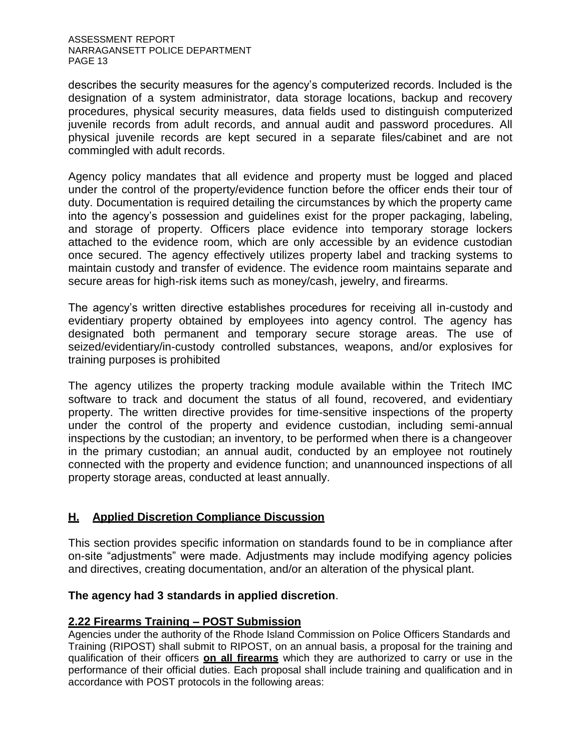describes the security measures for the agency's computerized records. Included is the designation of a system administrator, data storage locations, backup and recovery procedures, physical security measures, data fields used to distinguish computerized juvenile records from adult records, and annual audit and password procedures. All physical juvenile records are kept secured in a separate files/cabinet and are not commingled with adult records.

Agency policy mandates that all evidence and property must be logged and placed under the control of the property/evidence function before the officer ends their tour of duty. Documentation is required detailing the circumstances by which the property came into the agency's possession and guidelines exist for the proper packaging, labeling, and storage of property. Officers place evidence into temporary storage lockers attached to the evidence room, which are only accessible by an evidence custodian once secured. The agency effectively utilizes property label and tracking systems to maintain custody and transfer of evidence. The evidence room maintains separate and secure areas for high-risk items such as money/cash, jewelry, and firearms.

The agency's written directive establishes procedures for receiving all in-custody and evidentiary property obtained by employees into agency control. The agency has designated both permanent and temporary secure storage areas. The use of seized/evidentiary/in-custody controlled substances, weapons, and/or explosives for training purposes is prohibited

The agency utilizes the property tracking module available within the Tritech IMC software to track and document the status of all found, recovered, and evidentiary property. The written directive provides for time-sensitive inspections of the property under the control of the property and evidence custodian, including semi-annual inspections by the custodian; an inventory, to be performed when there is a changeover in the primary custodian; an annual audit, conducted by an employee not routinely connected with the property and evidence function; and unannounced inspections of all property storage areas, conducted at least annually.

## H. Applied Discretion Compliance Discussion

This section provides specific information on standards found to be in compliance after on-site "adjustments" were made. Adjustments may include modifying agency policies and directives, creating documentation, and/or an alteration of the physical plant.

**The agency had 3 standards in applied discretion**.

### 2.22 Firearms Training – POST Submission

Agencies under the authority of the Rhode Island Commission on Police Officers Standards and Training (RIPOST) shall submit to RIPOST, on an annual basis, a proposal for the training and qualification of their officers **on all firearms** which they are authorized to carry or use in the performance of their official duties. Each proposal shall include training and qualification and in accordance with POST protocols in the following areas: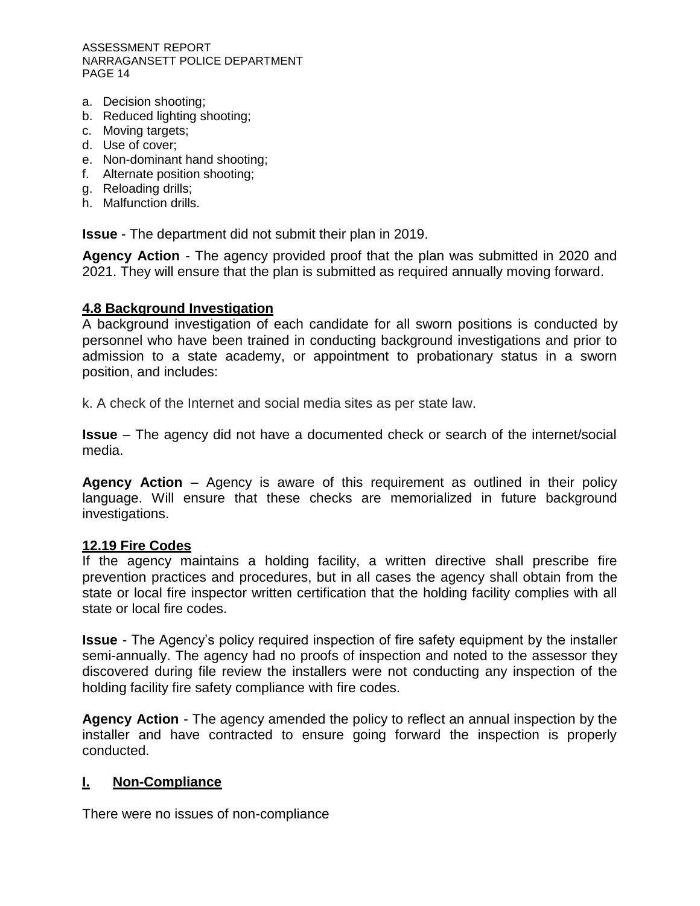a. Decision shooting;
b. Reduced lighting shooting;
c. Moving targets;
d. Use of cover;
e. Non-dominant hand shooting;
f. Alternate position shooting;
g. Reloading drills;
h. Malfunction drills.

**Issue** - The department did not submit their plan in 2019.

**Agency Action** - The agency provided proof that the plan was submitted in 2020 and 2021. They will ensure that the plan is submitted as required annually moving forward.

**4.8 Background Investigation**

A background investigation of each candidate for all sworn positions is conducted by personnel who have been trained in conducting background investigations and prior to admission to a state academy, or appointment to probationary status in a sworn position, and includes:

k. A check of the Internet and social media sites as per state law.

**Issue** – The agency did not have a documented check or search of the internet/social media.

**Agency Action** – Agency is aware of this requirement as outlined in their policy language. Will ensure that these checks are memorialized in future background investigations.

**12.19 Fire Codes**

If the agency maintains a holding facility, a written directive shall prescribe fire prevention practices and procedures, but in all cases the agency shall obtain from the state or local fire inspector written certification that the holding facility complies with all state or local fire codes.

**Issue** - The Agency's policy required inspection of fire safety equipment by the installer semi-annually. The agency had no proofs of inspection and noted to the assessor they discovered during file review the installers were not conducting any inspection of the holding facility fire safety compliance with fire codes.

**Agency Action** - The agency amended the policy to reflect an annual inspection by the installer and have contracted to ensure going forward the inspection is properly conducted.

## I. Non-Compliance

There were no issues of non-compliance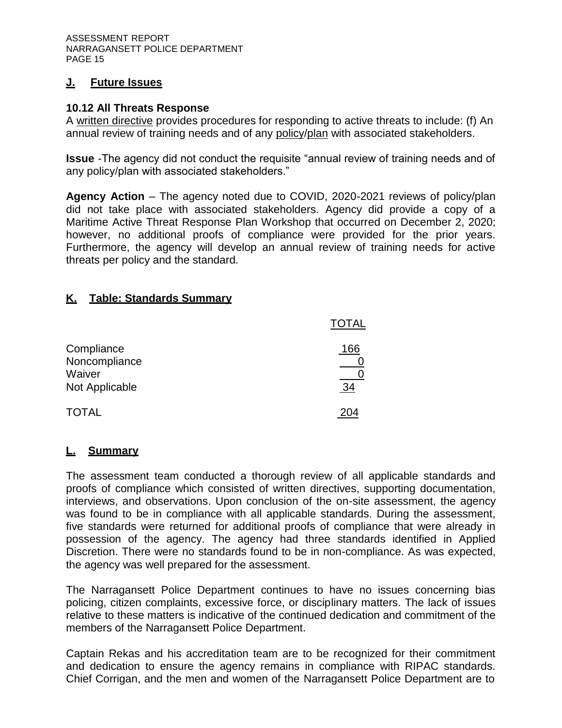## J. Future Issues

### 10.12 All Threats Response

A written directive provides procedures for responding to active threats to include: (f) An annual review of training needs and of any policy/plan with associated stakeholders.

**Issue** -The agency did not conduct the requisite "annual review of training needs and of any policy/plan with associated stakeholders."

**Agency Action** – The agency noted due to COVID, 2020-2021 reviews of policy/plan did not take place with associated stakeholders. Agency did provide a copy of a Maritime Active Threat Response Plan Workshop that occurred on December 2, 2020; however, no additional proofs of compliance were provided for the prior years. Furthermore, the agency will develop an annual review of training needs for active threats per policy and the standard.

## K. Table: Standards Summary

| | TOTAL |
|---|---|
| Compliance | 166 |
| Noncompliance | 0 |
| Waiver | 0 |
| Not Applicable | 34 |
| TOTAL | 204 |

## L. Summary

The assessment team conducted a thorough review of all applicable standards and proofs of compliance which consisted of written directives, supporting documentation, interviews, and observations. Upon conclusion of the on-site assessment, the agency was found to be in compliance with all applicable standards. During the assessment, five standards were returned for additional proofs of compliance that were already in possession of the agency. The agency had three standards identified in Applied Discretion. There were no standards found to be in non-compliance. As was expected, the agency was well prepared for the assessment.

The Narragansett Police Department continues to have no issues concerning bias policing, citizen complaints, excessive force, or disciplinary matters. The lack of issues relative to these matters is indicative of the continued dedication and commitment of the members of the Narragansett Police Department.

Captain Rekas and his accreditation team are to be recognized for their commitment and dedication to ensure the agency remains in compliance with RIPAC standards. Chief Corrigan, and the men and women of the Narragansett Police Department are to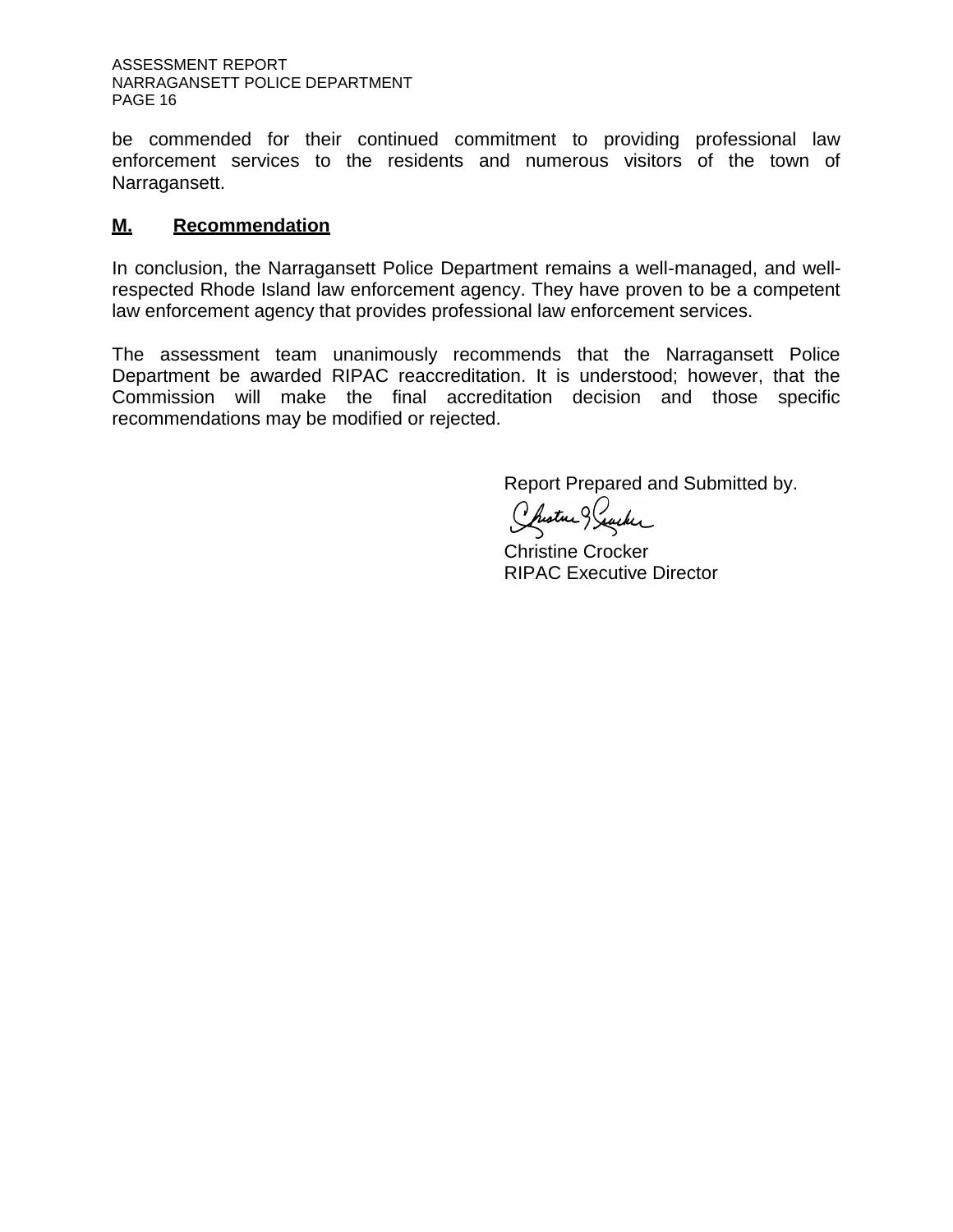be commended for their continued commitment to providing professional law enforcement services to the residents and numerous visitors of the town of Narragansett.

## M. Recommendation

In conclusion, the Narragansett Police Department remains a well-managed, and well-respected Rhode Island law enforcement agency. They have proven to be a competent law enforcement agency that provides professional law enforcement services.

The assessment team unanimously recommends that the Narragansett Police Department be awarded RIPAC reaccreditation. It is understood; however, that the Commission will make the final accreditation decision and those specific recommendations may be modified or rejected.

Report Prepared and Submitted by.

Christine Crocker
RIPAC Executive Director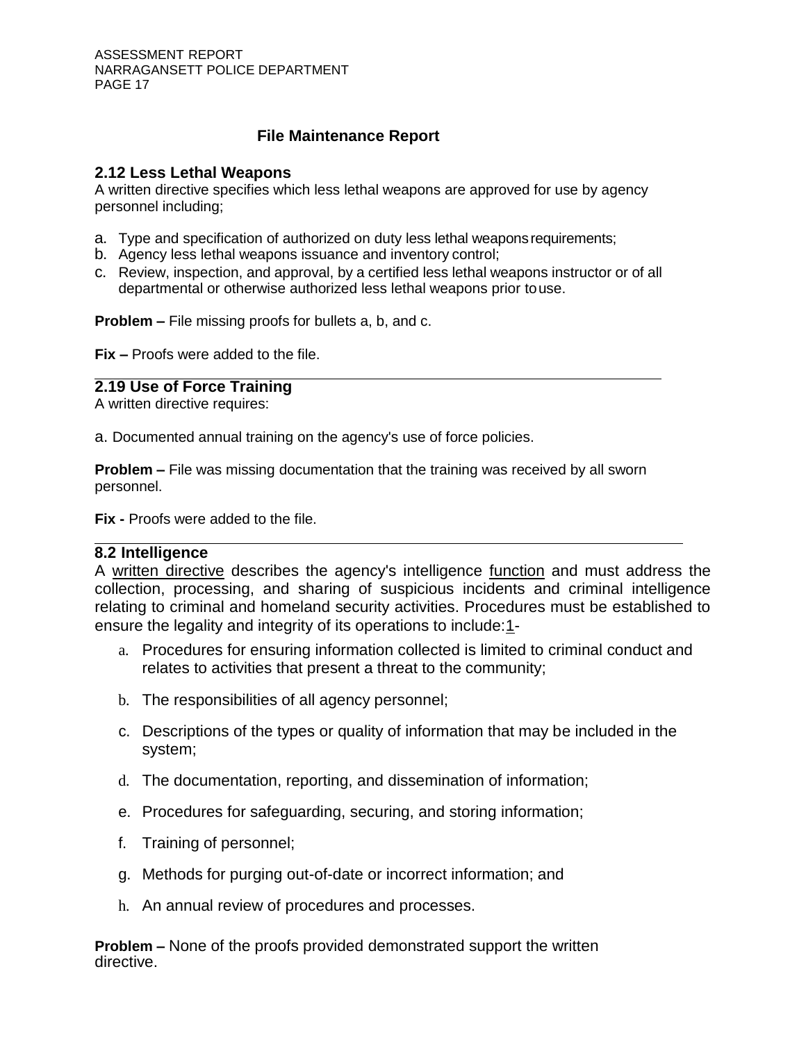## File Maintenance Report

### 2.12 Less Lethal Weapons

A written directive specifies which less lethal weapons are approved for use by agency personnel including;

a. Type and specification of authorized on duty less lethal weapons requirements;
b. Agency less lethal weapons issuance and inventory control;
c. Review, inspection, and approval, by a certified less lethal weapons instructor or of all departmental or otherwise authorized less lethal weapons prior to use.

**Problem –** File missing proofs for bullets a, b, and c.

**Fix –** Proofs were added to the file.

---

### 2.19 Use of Force Training

A written directive requires:

a. Documented annual training on the agency's use of force policies.

**Problem –** File was missing documentation that the training was received by all sworn personnel.

**Fix -** Proofs were added to the file.

---

### 8.2 Intelligence

A written directive describes the agency's intelligence function and must address the collection, processing, and sharing of suspicious incidents and criminal intelligence relating to criminal and homeland security activities. Procedures must be established to ensure the legality and integrity of its operations to include:1-

a. Procedures for ensuring information collected is limited to criminal conduct and relates to activities that present a threat to the community;

b. The responsibilities of all agency personnel;

c. Descriptions of the types or quality of information that may be included in the system;

d. The documentation, reporting, and dissemination of information;

e. Procedures for safeguarding, securing, and storing information;

f. Training of personnel;

g. Methods for purging out-of-date or incorrect information; and

h. An annual review of procedures and processes.

**Problem –** None of the proofs provided demonstrated support the written directive.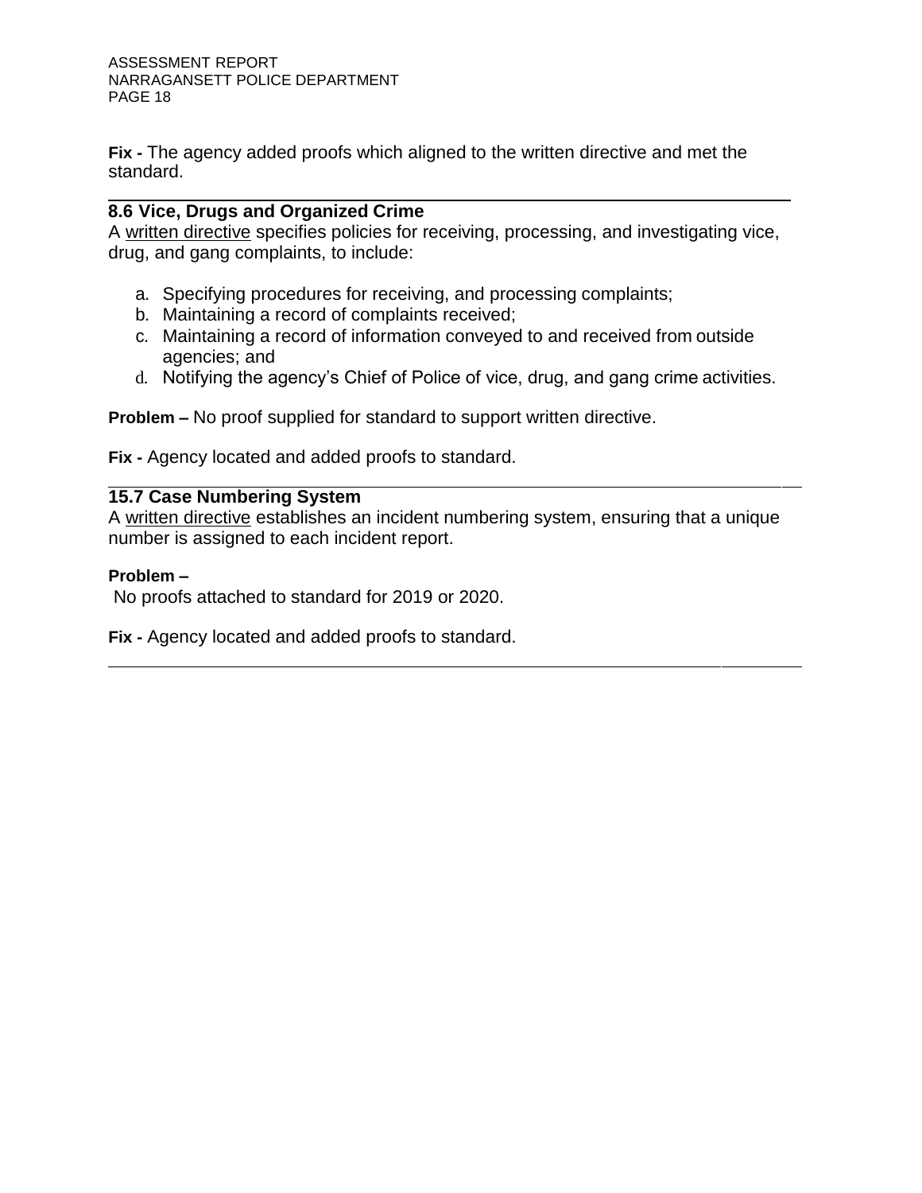**Fix -** The agency added proofs which aligned to the written directive and met the standard.

---

**8.6 Vice, Drugs and Organized Crime**

A written directive specifies policies for receiving, processing, and investigating vice, drug, and gang complaints, to include:

a. Specifying procedures for receiving, and processing complaints;
b. Maintaining a record of complaints received;
c. Maintaining a record of information conveyed to and received from outside agencies; and
d. Notifying the agency's Chief of Police of vice, drug, and gang crime activities.

**Problem –** No proof supplied for standard to support written directive.

**Fix -** Agency located and added proofs to standard.

---

**15.7 Case Numbering System**

A written directive establishes an incident numbering system, ensuring that a unique number is assigned to each incident report.

**Problem –**

No proofs attached to standard for 2019 or 2020.

**Fix -** Agency located and added proofs to standard.

---